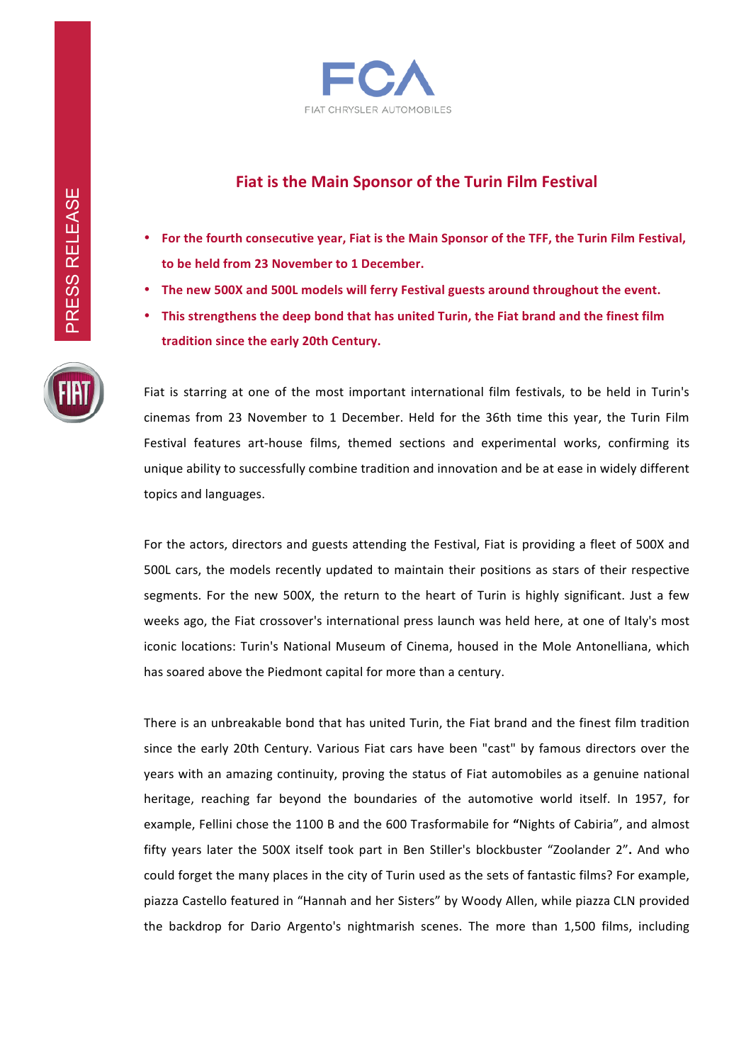# Fiat is the Main Sponsor of the Turin Film Festival

- **For the fourth consecutive year, Fiat is the Main Sponsor of the TFF, the Turin Film Festival, to be held from 23 November to 1 December.**
- **The new 500X and 500L models will ferry Festival guests around throughout the event.**
- **This strengthens the deep bond that has united Turin, the Fiat brand and the finest film tradition since the early 20th Century.**

Fiat is starring at one of the most important international film festivals, to be held in Turin's cinemas from 23 November to 1 December. Held for the 36th time this year, the Turin Film Festival features art-house films, themed sections and experimental works, confirming its unique ability to successfully combine tradition and innovation and be at ease in widely different topics and languages.

For the actors, directors and guests attending the Festival, Fiat is providing a fleet of 500X and 500L cars, the models recently updated to maintain their positions as stars of their respective segments. For the new 500X, the return to the heart of Turin is highly significant. Just a few weeks ago, the Fiat crossover's international press launch was held here, at one of Italy's most iconic locations: Turin's National Museum of Cinema, housed in the Mole Antonelliana, which has soared above the Piedmont capital for more than a century.

There is an unbreakable bond that has united Turin, the Fiat brand and the finest film tradition since the early 20th Century. Various Fiat cars have been "cast" by famous directors over the years with an amazing continuity, proving the status of Fiat automobiles as a genuine national heritage, reaching far beyond the boundaries of the automotive world itself. In 1957, for example, Fellini chose the 1100 B and the 600 Trasformabile for **"**Nights of Cabiria", and almost fifty years later the 500X itself took part in Ben Stiller's blockbuster "Zoolander 2"**.** And who could forget the many places in the city of Turin used as the sets of fantastic films? For example, piazza Castello featured in "Hannah and her Sisters" by Woody Allen, while piazza CLN provided the backdrop for Dario Argento's nightmarish scenes. The more than 1,500 films, including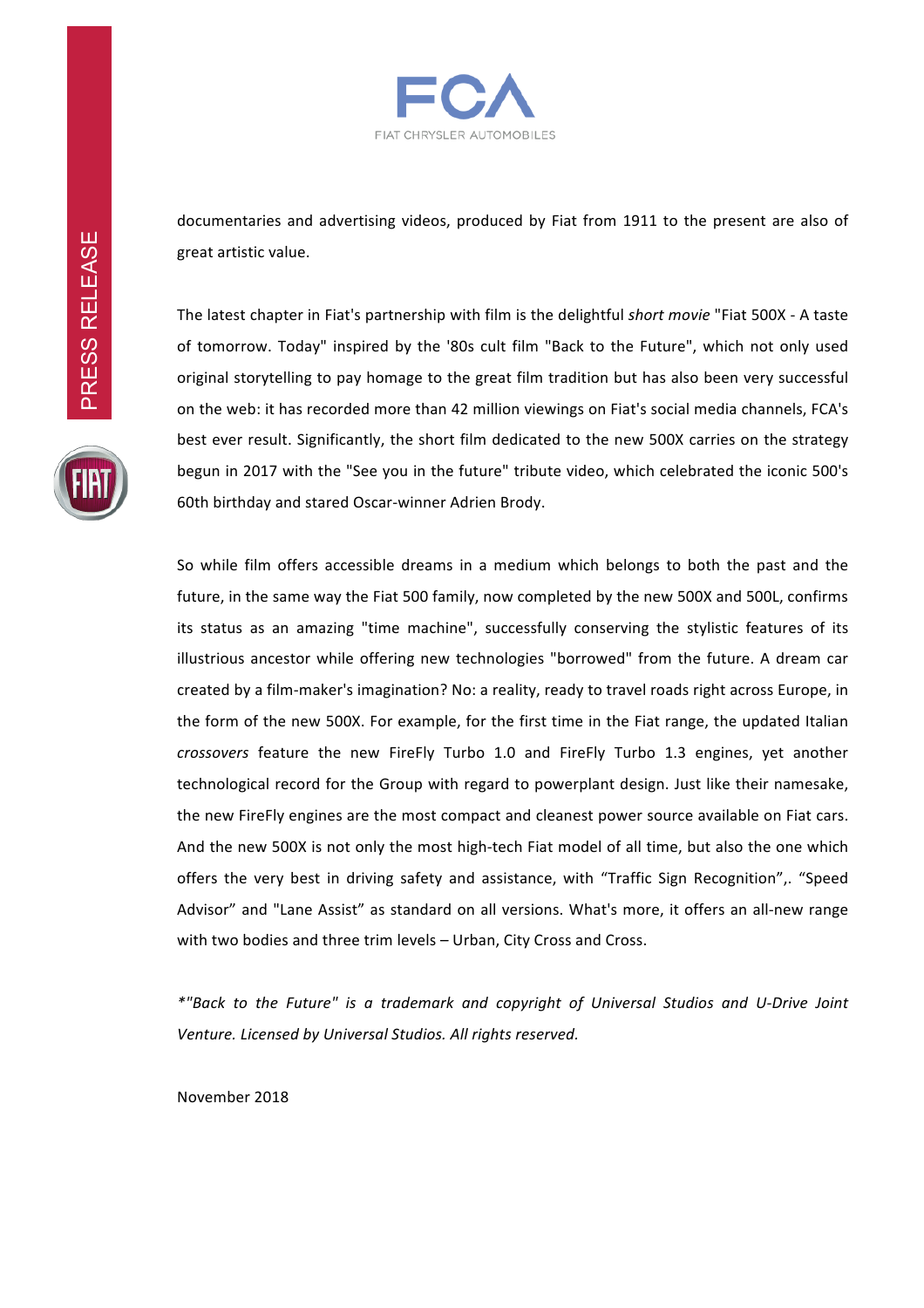documentaries and advertising videos, produced by Fiat from 1911 to the present are also of great artistic value.

The latest chapter in Fiat's partnership with film is the delightful *short movie* "Fiat 500X - A taste of tomorrow. Today" inspired by the '80s cult film "Back to the Future", which not only used original storytelling to pay homage to the great film tradition but has also been very successful on the web: it has recorded more than 42 million viewings on Fiat's social media channels, FCA's best ever result. Significantly, the short film dedicated to the new 500X carries on the strategy begun in 2017 with the "See you in the future" tribute video, which celebrated the iconic 500's 60th birthday and stared Oscar-winner Adrien Brody.

So while film offers accessible dreams in a medium which belongs to both the past and the future, in the same way the Fiat 500 family, now completed by the new 500X and 500L, confirms its status as an amazing "time machine", successfully conserving the stylistic features of its illustrious ancestor while offering new technologies "borrowed" from the future. A dream car created by a film-maker's imagination? No: a reality, ready to travel roads right across Europe, in the form of the new 500X. For example, for the first time in the Fiat range, the updated Italian *crossovers* feature the new FireFly Turbo 1.0 and FireFly Turbo 1.3 engines, yet another technological record for the Group with regard to powerplant design. Just like their namesake, the new FireFly engines are the most compact and cleanest power source available on Fiat cars. And the new 500X is not only the most high-tech Fiat model of all time, but also the one which offers the very best in driving safety and assistance, with “Traffic Sign Recognition”,. “Speed Advisor” and "Lane Assist” as standard on all versions. What's more, it offers an all-new range with two bodies and three trim levels – Urban, City Cross and Cross.

*\*"Back to the Future" is a trademark and copyright of Universal Studios and U-Drive Joint Venture. Licensed by Universal Studios. All rights reserved.*

November 2018